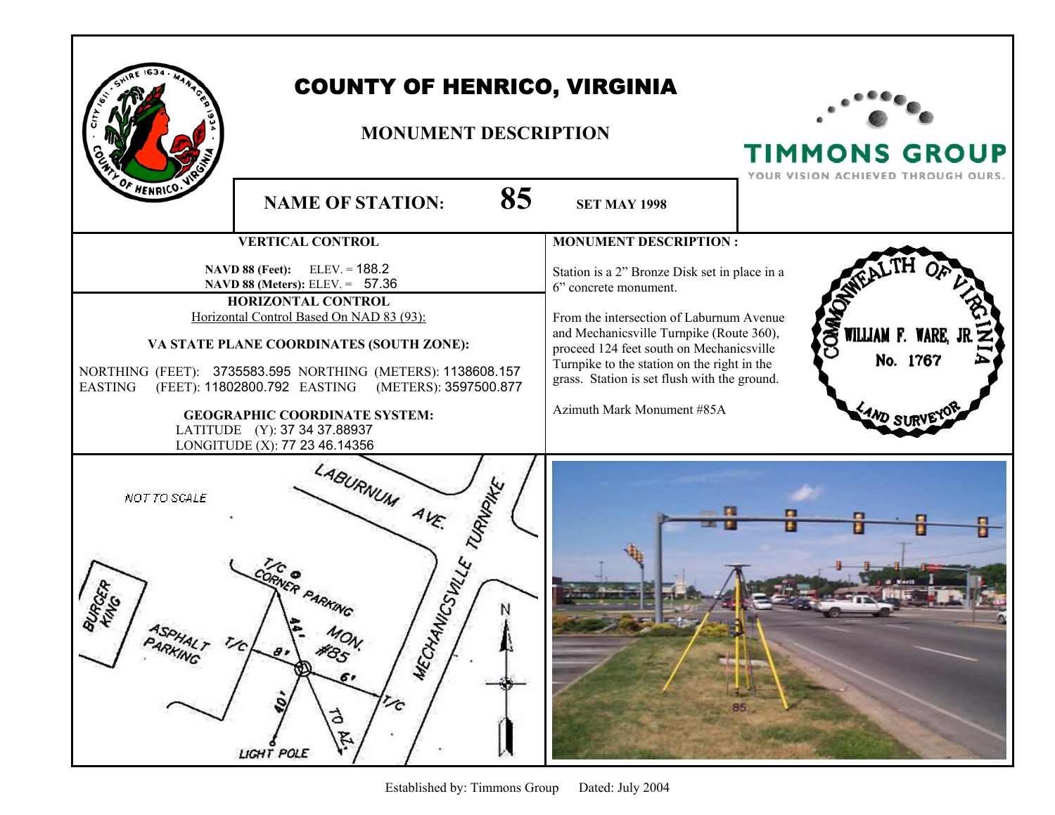# COUNTY OF HENRICO, VIRGINIA

## MONUMENT DESCRIPTION

TIMMONS GROUP
YOUR VISION ACHIEVED THROUGH OURS.

**NAME OF STATION: 85** **SET MAY 1998**

### VERTICAL CONTROL

**NAVD 88 (Feet):** ELEV. = 188.2
**NAVD 88 (Meters):** ELEV. = 57.36

### HORIZONTAL CONTROL

Horizontal Control Based On NAD 83 (93):

**VA STATE PLANE COORDINATES (SOUTH ZONE):**

NORTHING (FEET): 3735583.595 NORTHING (METERS): 1138608.157
EASTING (FEET): 11802800.792 EASTING (METERS): 3597500.877

**GEOGRAPHIC COORDINATE SYSTEM:**

LATITUDE (Y): 37 34 37.88937
LONGITUDE (X): 77 23 46.14356

### MONUMENT DESCRIPTION :

Station is a 2" Bronze Disk set in place in a 6" concrete monument.

From the intersection of Laburnum Avenue and Mechanicsville Turnpike (Route 360), proceed 124 feet south on Mechanicsville Turnpike to the station on the right in the grass. Station is set flush with the ground.

Azimuth Mark Monument #85A

COMMONWEALTH OF VIRGINIA
WILLIAM F. WARE, JR.
No. 1767
LAND SURVEYOR

NOT TO SCALE

LABURNUM AVE.
MECHANICSVILLE TURNPIKE
BURGER KING
ASPHALT PARKING
T/C @ CORNER PARKING
MON. #85
T/C
44'
8'
6'
40'
T/C
TO AZ.
LIGHT POLE
N

Established by: Timmons Group Dated: July 2004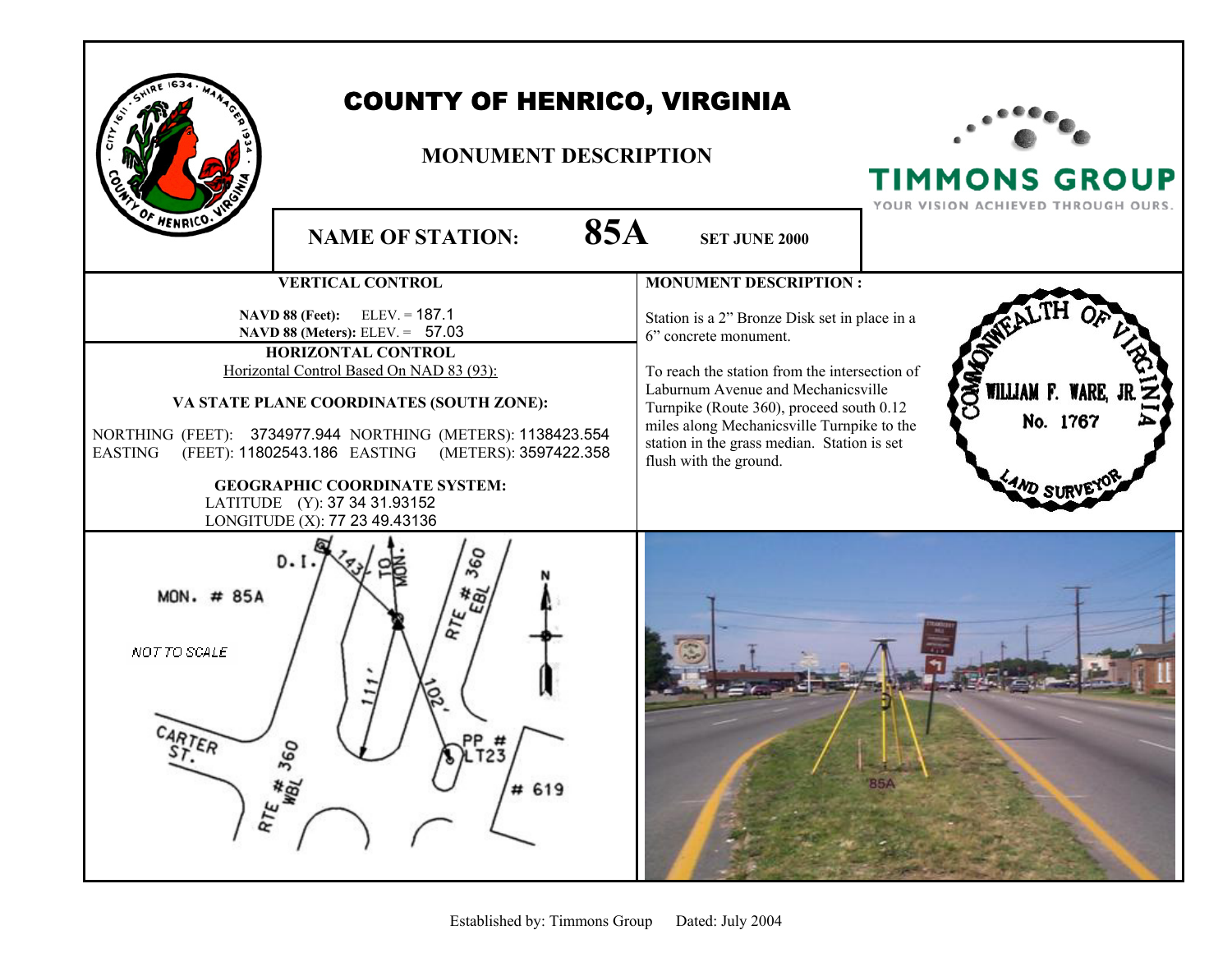# COUNTY OF HENRICO, VIRGINIA

## MONUMENT DESCRIPTION

TIMMONS GROUP
YOUR VISION ACHIEVED THROUGH OURS.

**NAME OF STATION:** **85A** **SET JUNE 2000**

### VERTICAL CONTROL

**NAVD 88 (Feet):** ELEV. = 187.1
**NAVD 88 (Meters):** ELEV. = 57.03

### HORIZONTAL CONTROL

Horizontal Control Based On NAD 83 (93):

**VA STATE PLANE COORDINATES (SOUTH ZONE):**

NORTHING (FEET): 3734977.944 NORTHING (METERS): 1138423.554
EASTING (FEET): 11802543.186 EASTING (METERS): 3597422.358

**GEOGRAPHIC COORDINATE SYSTEM:**

LATITUDE (Y): 37 34 31.93152
LONGITUDE (X): 77 23 49.43136

### MONUMENT DESCRIPTION :

Station is a 2" Bronze Disk set in place in a 6" concrete monument.

To reach the station from the intersection of Laburnum Avenue and Mechanicsville Turnpike (Route 360), proceed south 0.12 miles along Mechanicsville Turnpike to the station in the grass median. Station is set flush with the ground.

COMMONWEALTH OF VIRGINIA
WILLIAM F. WARE, JR.
No. 1767
LAND SURVEYOR

MON. # 85A
NOT TO SCALE
D.I.
143'
TO MON.
RTE #360 EBL
N
111'
102'
CARTER ST.
PP # LT23
# 619
RTE #360 WBL

85A

Established by: Timmons Group Dated: July 2004